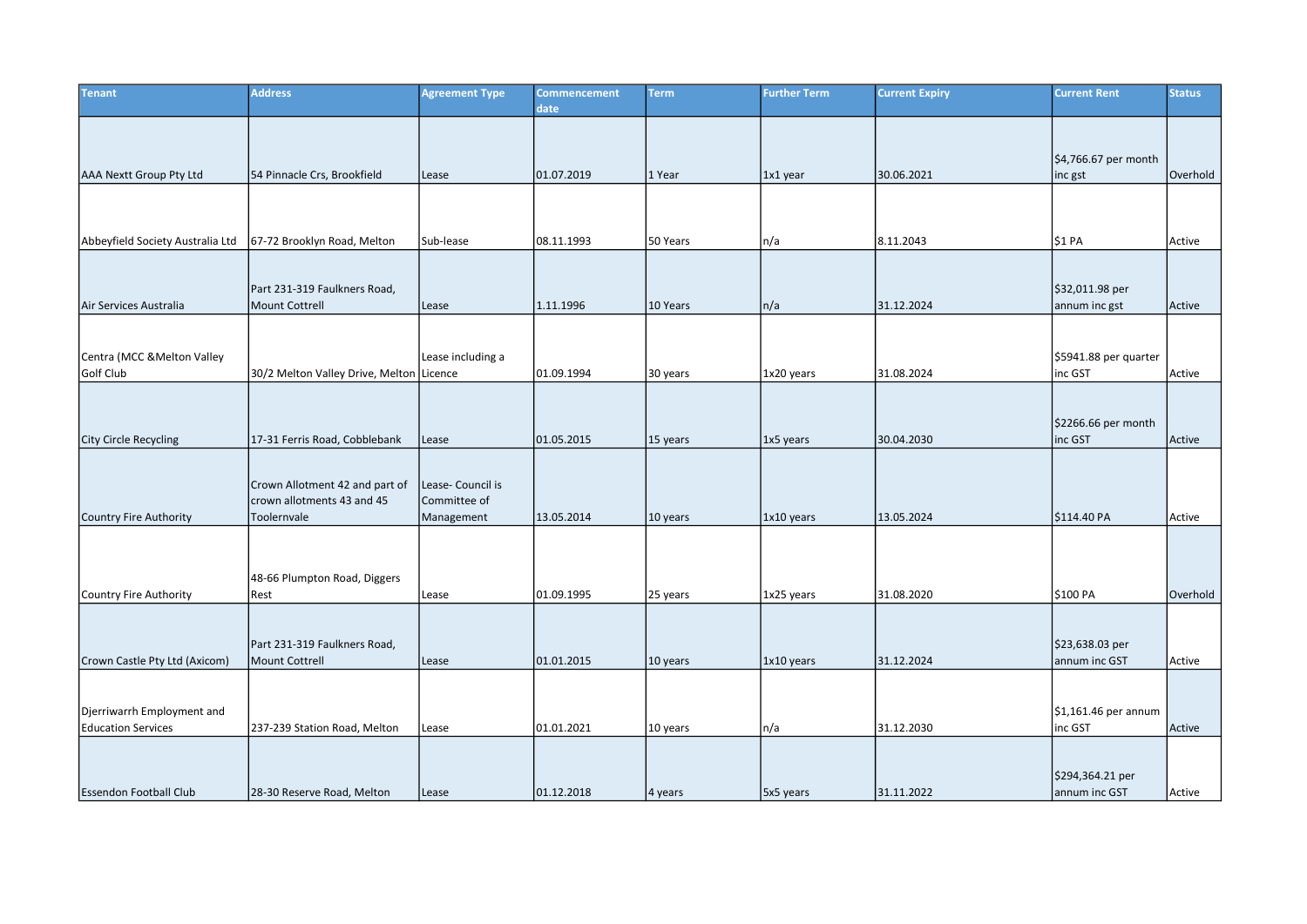| Tenant | Address | Agreement Type | Commencement date | Term | Further Term | Current Expiry | Current Rent | Status |
|---|---|---|---|---|---|---|---|---|
| AAA Nextt Group Pty Ltd | 54 Pinnacle Crs, Brookfield | Lease | 01.07.2019 | 1 Year | 1x1 year | 30.06.2021 | $4,766.67 per month inc gst | Overhold |
| Abbeyfield Society Australia Ltd | 67-72 Brooklyn Road, Melton | Sub-lease | 08.11.1993 | 50 Years | n/a | 8.11.2043 | $1 PA | Active |
| Air Services Australia | Part 231-319 Faulkners Road, Mount Cottrell | Lease | 1.11.1996 | 10 Years | n/a | 31.12.2024 | $32,011.98 per annum inc gst | Active |
| Centra (MCC &Melton Valley Golf Club | 30/2 Melton Valley Drive, Melton | Lease including a Licence | 01.09.1994 | 30 years | 1x20 years | 31.08.2024 | $5941.88 per quarter inc GST | Active |
| City Circle Recycling | 17-31 Ferris Road, Cobblebank | Lease | 01.05.2015 | 15 years | 1x5 years | 30.04.2030 | $2266.66 per month inc GST | Active |
| Country Fire Authority | Crown Allotment 42 and part of crown allotments 43 and 45 Toolernvale | Lease- Council is Committee of Management | 13.05.2014 | 10 years | 1x10 years | 13.05.2024 | $114.40 PA | Active |
| Country Fire Authority | 48-66 Plumpton Road, Diggers Rest | Lease | 01.09.1995 | 25 years | 1x25 years | 31.08.2020 | $100 PA | Overhold |
| Crown Castle Pty Ltd (Axicom) | Part 231-319 Faulkners Road, Mount Cottrell | Lease | 01.01.2015 | 10 years | 1x10 years | 31.12.2024 | $23,638.03 per annum inc GST | Active |
| Djerriwarrh Employment and Education Services | 237-239 Station Road, Melton | Lease | 01.01.2021 | 10 years | n/a | 31.12.2030 | $1,161.46 per annum inc GST | Active |
| Essendon Football Club | 28-30 Reserve Road, Melton | Lease | 01.12.2018 | 4 years | 5x5 years | 31.11.2022 | $294,364.21 per annum inc GST | Active |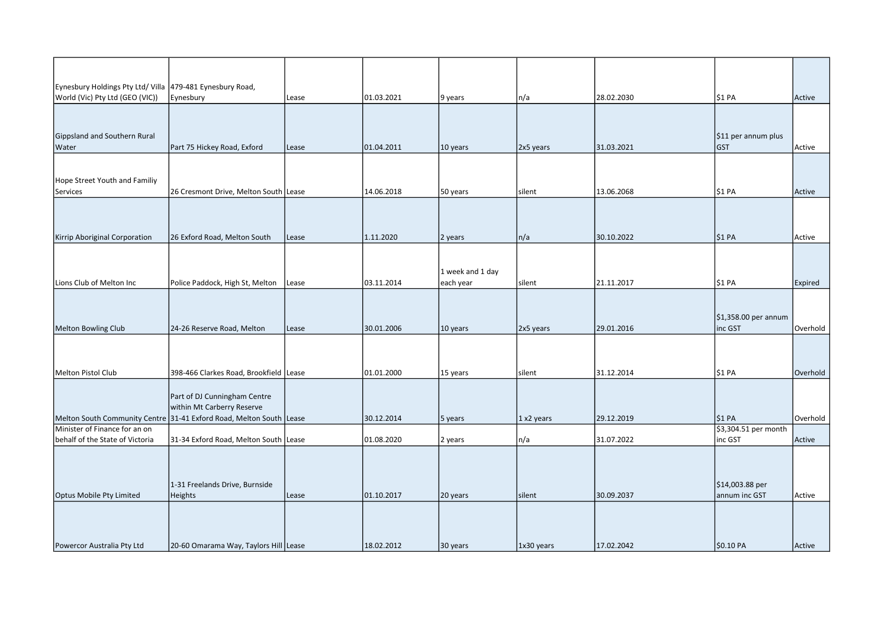| | | | | | | | | |
|---|---|---|---|---|---|---|---|---|
| Eynesbury Holdings Pty Ltd/ Villa World (Vic) Pty Ltd (GEO (VIC)) | 479-481 Eynesbury Road, Eynesbury | Lease | 01.03.2021 | 9 years | n/a | 28.02.2030 | $1 PA | Active |
| Gippsland and Southern Rural Water | Part 75 Hickey Road, Exford | Lease | 01.04.2011 | 10 years | 2x5 years | 31.03.2021 | $11 per annum plus GST | Active |
| Hope Street Youth and Familiy Services | 26 Cresmont Drive, Melton South | Lease | 14.06.2018 | 50 years | silent | 13.06.2068 | $1 PA | Active |
| Kirrip Aboriginal Corporation | 26 Exford Road, Melton South | Lease | 1.11.2020 | 2 years | n/a | 30.10.2022 | $1 PA | Active |
| Lions Club of Melton Inc | Police Paddock, High St, Melton | Lease | 03.11.2014 | 1 week and 1 day each year | silent | 21.11.2017 | $1 PA | Expired |
| Melton Bowling Club | 24-26 Reserve Road, Melton | Lease | 30.01.2006 | 10 years | 2x5 years | 29.01.2016 | $1,358.00 per annum inc GST | Overhold |
| Melton Pistol Club | 398-466 Clarkes Road, Brookfield | Lease | 01.01.2000 | 15 years | silent | 31.12.2014 | $1 PA | Overhold |
| Melton South Community Centre | Part of DJ Cunningham Centre within Mt Carberry Reserve 31-41 Exford Road, Melton South | Lease | 30.12.2014 | 5 years | 1 x2 years | 29.12.2019 | $1 PA | Overhold |
| Minister of Finance for an on behalf of the State of Victoria | 31-34 Exford Road, Melton South | Lease | 01.08.2020 | 2 years | n/a | 31.07.2022 | $3,304.51 per month inc GST | Active |
| Optus Mobile Pty Limited | 1-31 Freelands Drive, Burnside Heights | Lease | 01.10.2017 | 20 years | silent | 30.09.2037 | $14,003.88 per annum inc GST | Active |
| Powercor Australia Pty Ltd | 20-60 Omarama Way, Taylors Hill | Lease | 18.02.2012 | 30 years | 1x30 years | 17.02.2042 | $0.10 PA | Active |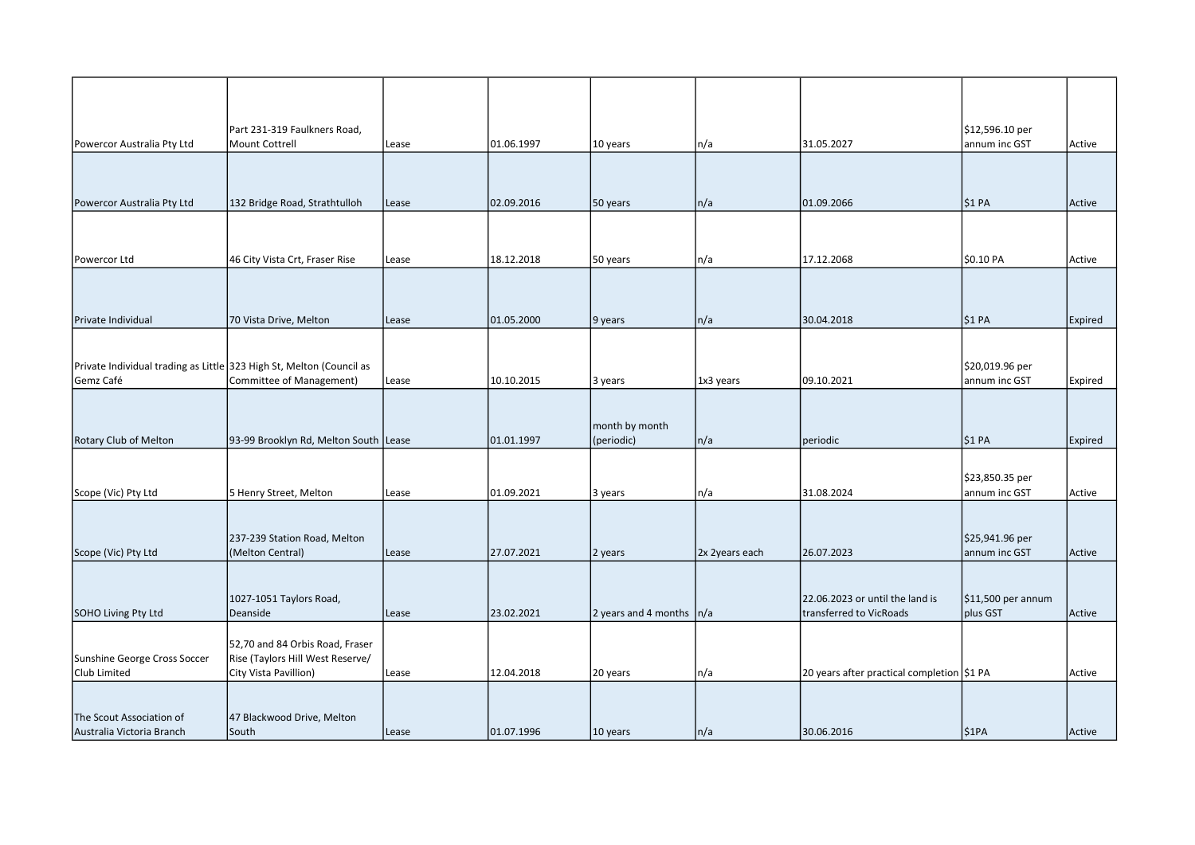| | | | | | | | | |
|---|---|---|---|---|---|---|---|---|
| Powercor Australia Pty Ltd | Part 231-319 Faulkners Road, Mount Cottrell | Lease | 01.06.1997 | 10 years | n/a | 31.05.2027 | $12,596.10 per annum inc GST | Active |
| Powercor Australia Pty Ltd | 132 Bridge Road, Strathtulloh | Lease | 02.09.2016 | 50 years | n/a | 01.09.2066 | $1 PA | Active |
| Powercor Ltd | 46 City Vista Crt, Fraser Rise | Lease | 18.12.2018 | 50 years | n/a | 17.12.2068 | $0.10 PA | Active |
| Private Individual | 70 Vista Drive, Melton | Lease | 01.05.2000 | 9 years | n/a | 30.04.2018 | $1 PA | Expired |
| Private Individual trading as Little Gemz Café | 323 High St, Melton (Council as Committee of Management) | Lease | 10.10.2015 | 3 years | 1x3 years | 09.10.2021 | $20,019.96 per annum inc GST | Expired |
| Rotary Club of Melton | 93-99 Brooklyn Rd, Melton South | Lease | 01.01.1997 | month by month (periodic) | n/a | periodic | $1 PA | Expired |
| Scope (Vic) Pty Ltd | 5 Henry Street, Melton | Lease | 01.09.2021 | 3 years | n/a | 31.08.2024 | $23,850.35 per annum inc GST | Active |
| Scope (Vic) Pty Ltd | 237-239 Station Road, Melton (Melton Central) | Lease | 27.07.2021 | 2 years | 2x 2years each | 26.07.2023 | $25,941.96 per annum inc GST | Active |
| SOHO Living Pty Ltd | 1027-1051 Taylors Road, Deanside | Lease | 23.02.2021 | 2 years and 4 months | n/a | 22.06.2023 or until the land is transferred to VicRoads | $11,500 per annum plus GST | Active |
| Sunshine George Cross Soccer Club Limited | 52,70 and 84 Orbis Road, Fraser Rise (Taylors Hill West Reserve/ City Vista Pavillion) | Lease | 12.04.2018 | 20 years | n/a | 20 years after practical completion | $1 PA | Active |
| The Scout Association of Australia Victoria Branch | 47 Blackwood Drive, Melton South | Lease | 01.07.1996 | 10 years | n/a | 30.06.2016 | $1PA | Active |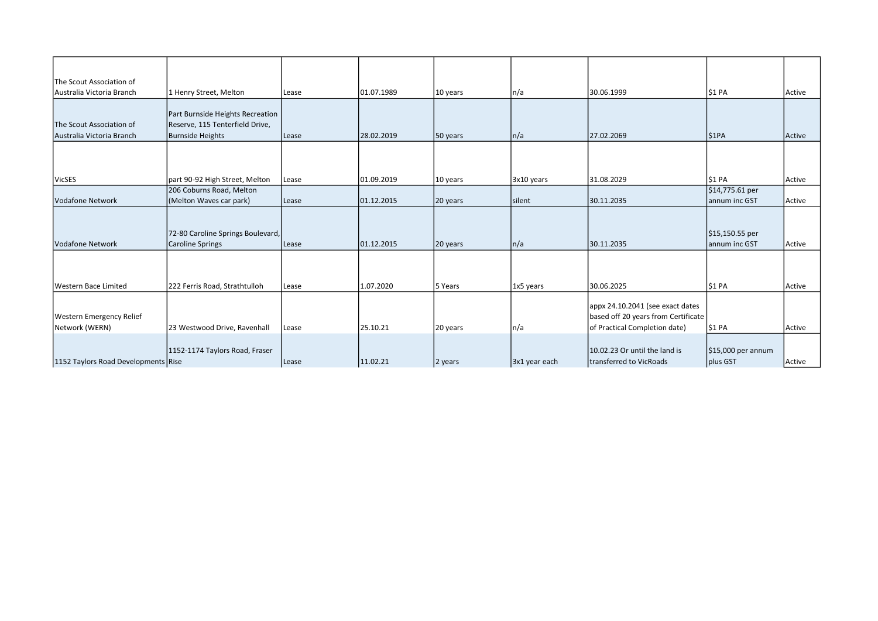| | | | | | | | | |
|---|---|---|---|---|---|---|---|---|
| The Scout Association of Australia Victoria Branch | 1 Henry Street, Melton | Lease | 01.07.1989 | 10 years | n/a | 30.06.1999 | $1 PA | Active |
| The Scout Association of Australia Victoria Branch | Part Burnside Heights Recreation Reserve, 115 Tenterfield Drive, Burnside Heights | Lease | 28.02.2019 | 50 years | n/a | 27.02.2069 | $1PA | Active |
| VicSES | part 90-92 High Street, Melton | Lease | 01.09.2019 | 10 years | 3x10 years | 31.08.2029 | $1 PA | Active |
| Vodafone Network | 206 Coburns Road, Melton (Melton Waves car park) | Lease | 01.12.2015 | 20 years | silent | 30.11.2035 | $14,775.61 per annum inc GST | Active |
| Vodafone Network | 72-80 Caroline Springs Boulevard, Caroline Springs | Lease | 01.12.2015 | 20 years | n/a | 30.11.2035 | $15,150.55 per annum inc GST | Active |
| Western Bace Limited | 222 Ferris Road, Strathtulloh | Lease | 1.07.2020 | 5 Years | 1x5 years | 30.06.2025 | $1 PA | Active |
| Western Emergency Relief Network (WERN) | 23 Westwood Drive, Ravenhall | Lease | 25.10.21 | 20 years | n/a | appx 24.10.2041 (see exact dates based off 20 years from Certificate of Practical Completion date) | $1 PA | Active |
| 1152 Taylors Road Developments | 1152-1174 Taylors Road, Fraser Rise | Lease | 11.02.21 | 2 years | 3x1 year each | 10.02.23 Or until the land is transferred to VicRoads | $15,000 per annum plus GST | Active |